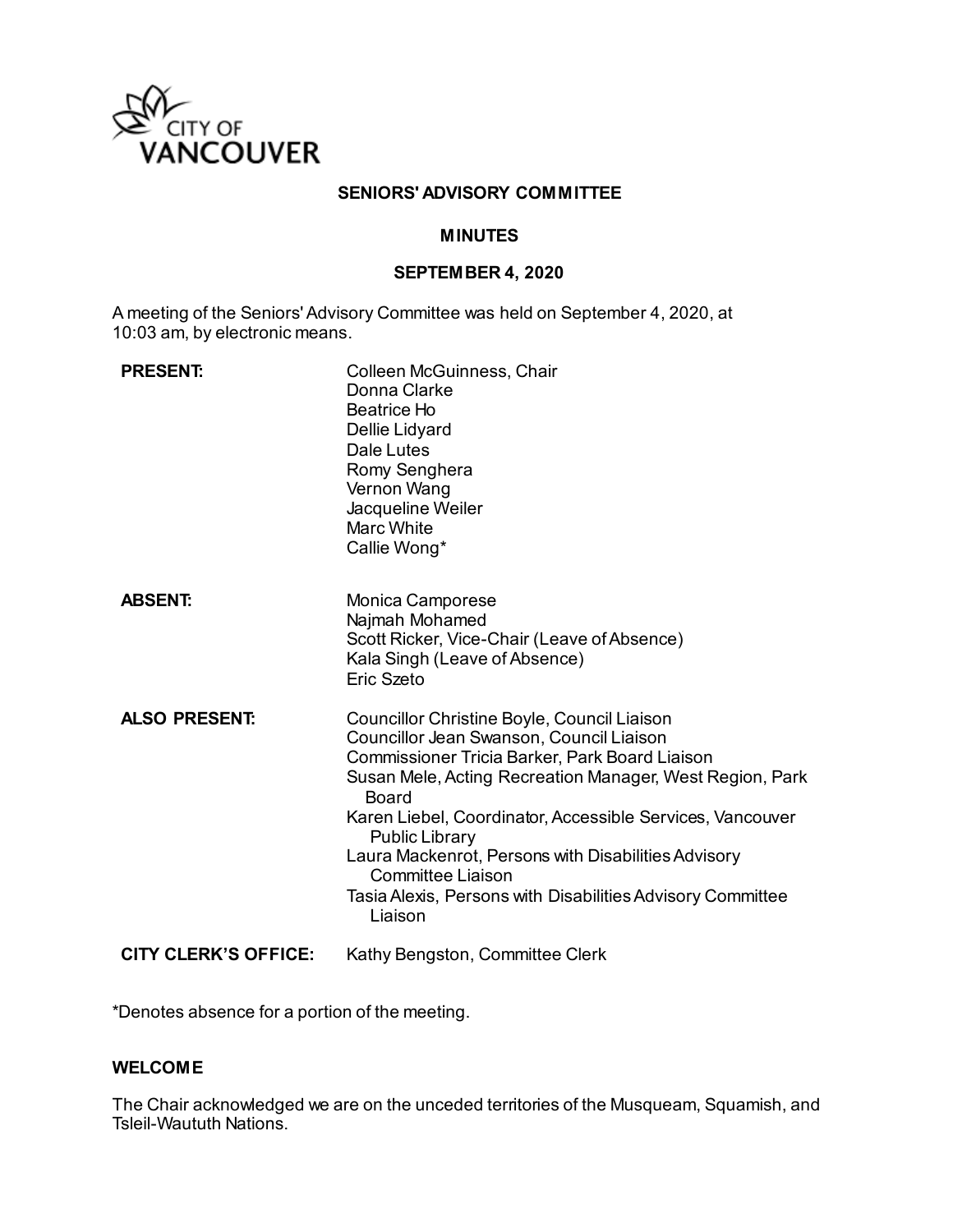CITY OF VANCOUVER

# SENIORS' ADVISORY COMMITTEE

## MINUTES

## SEPTEMBER 4, 2020

A meeting of the Seniors' Advisory Committee was held on September 4, 2020, at 10:03 am, by electronic means.

| | |
|---|---|
| **PRESENT:** | Colleen McGuinness, Chair<br>Donna Clarke<br>Beatrice Ho<br>Dellie Lidyard<br>Dale Lutes<br>Romy Senghera<br>Vernon Wang<br>Jacqueline Weiler<br>Marc White<br>Callie Wong* |
| **ABSENT:** | Monica Camporese<br>Najmah Mohamed<br>Scott Ricker, Vice-Chair (Leave of Absence)<br>Kala Singh (Leave of Absence)<br>Eric Szeto |
| **ALSO PRESENT:** | Councillor Christine Boyle, Council Liaison<br>Councillor Jean Swanson, Council Liaison<br>Commissioner Tricia Barker, Park Board Liaison<br>Susan Mele, Acting Recreation Manager, West Region, Park Board<br>Karen Liebel, Coordinator, Accessible Services, Vancouver Public Library<br>Laura Mackenrot, Persons with Disabilities Advisory Committee Liaison<br>Tasia Alexis, Persons with Disabilities Advisory Committee Liaison |
| **CITY CLERK'S OFFICE:** | Kathy Bengston, Committee Clerk |

*Denotes absence for a portion of the meeting.

### WELCOME

The Chair acknowledged we are on the unceded territories of the Musqueam, Squamish, and Tsleil-Waututh Nations.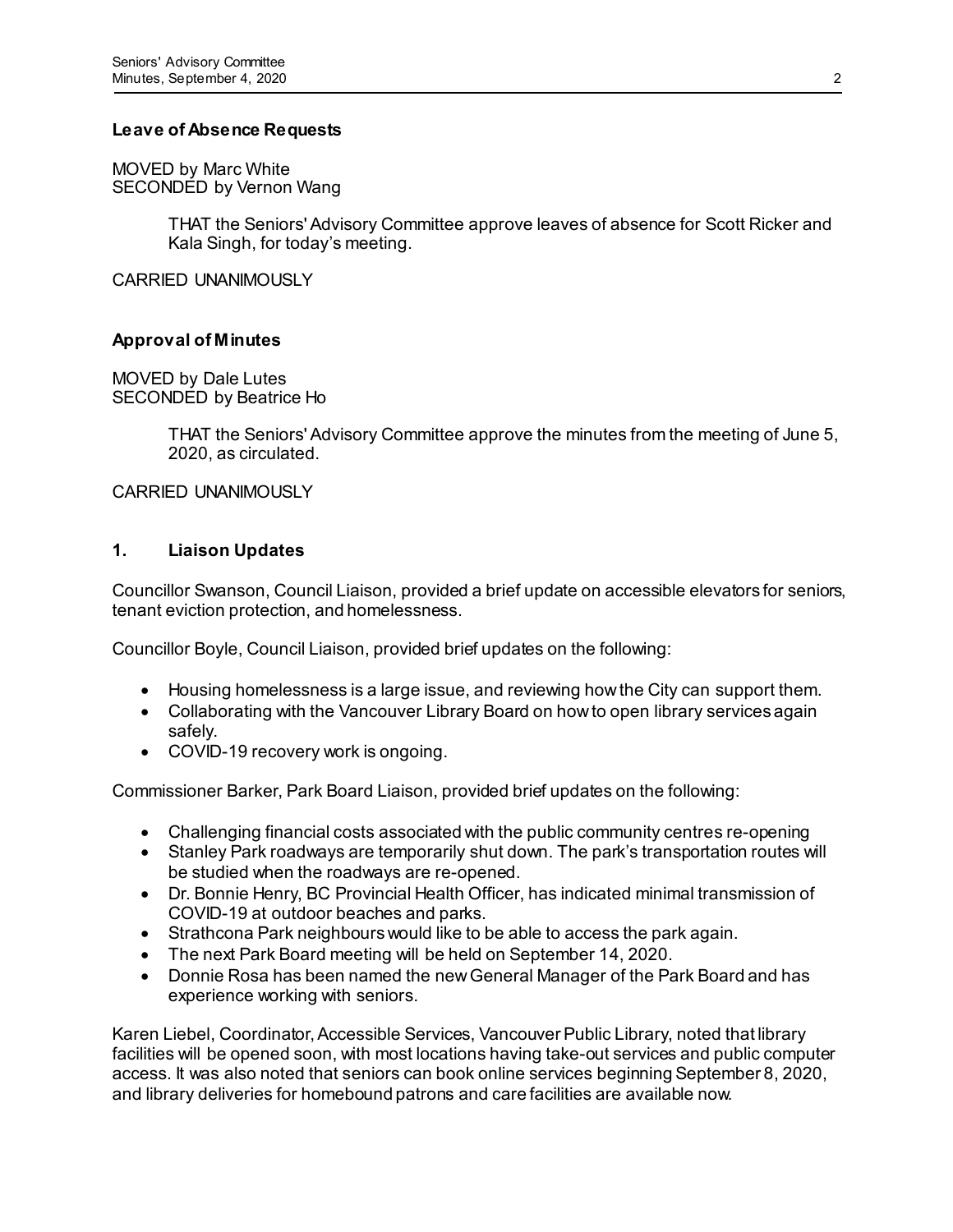**Leave of Absence Requests**

MOVED by Marc White
SECONDED by Vernon Wang

> THAT the Seniors' Advisory Committee approve leaves of absence for Scott Ricker and Kala Singh, for today's meeting.

CARRIED UNANIMOUSLY

**Approval of Minutes**

MOVED by Dale Lutes
SECONDED by Beatrice Ho

> THAT the Seniors' Advisory Committee approve the minutes from the meeting of June 5, 2020, as circulated.

CARRIED UNANIMOUSLY

## 1. Liaison Updates

Councillor Swanson, Council Liaison, provided a brief update on accessible elevators for seniors, tenant eviction protection, and homelessness.

Councillor Boyle, Council Liaison, provided brief updates on the following:

- Housing homelessness is a large issue, and reviewing how the City can support them.
- Collaborating with the Vancouver Library Board on how to open library services again safely.
- COVID-19 recovery work is ongoing.

Commissioner Barker, Park Board Liaison, provided brief updates on the following:

- Challenging financial costs associated with the public community centres re-opening
- Stanley Park roadways are temporarily shut down. The park's transportation routes will be studied when the roadways are re-opened.
- Dr. Bonnie Henry, BC Provincial Health Officer, has indicated minimal transmission of COVID-19 at outdoor beaches and parks.
- Strathcona Park neighbours would like to be able to access the park again.
- The next Park Board meeting will be held on September 14, 2020.
- Donnie Rosa has been named the new General Manager of the Park Board and has experience working with seniors.

Karen Liebel, Coordinator, Accessible Services, Vancouver Public Library, noted that library facilities will be opened soon, with most locations having take-out services and public computer access. It was also noted that seniors can book online services beginning September 8, 2020, and library deliveries for homebound patrons and care facilities are available now.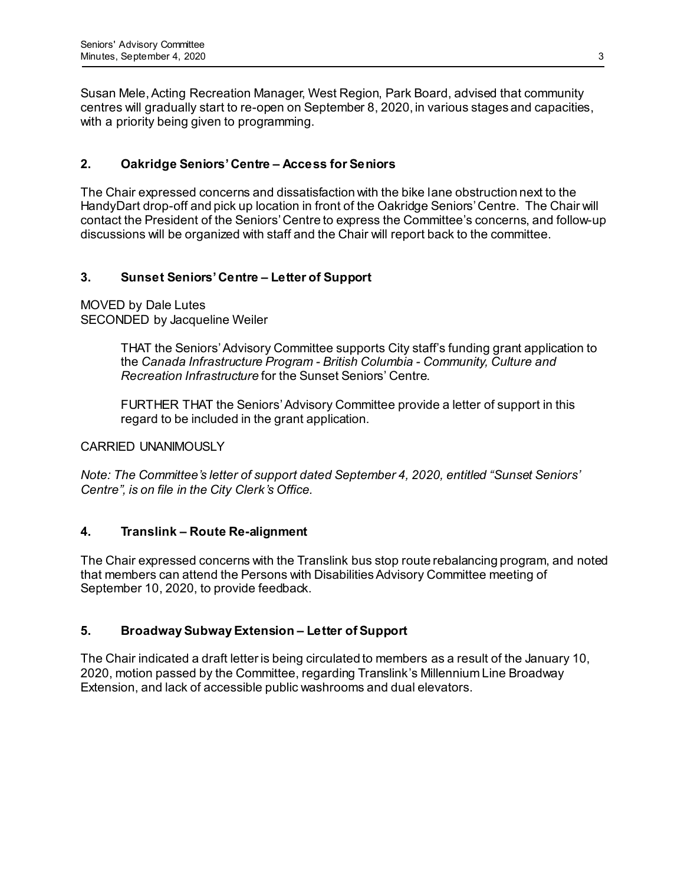Susan Mele, Acting Recreation Manager, West Region, Park Board, advised that community centres will gradually start to re-open on September 8, 2020, in various stages and capacities, with a priority being given to programming.

### 2. Oakridge Seniors' Centre – Access for Seniors

The Chair expressed concerns and dissatisfaction with the bike lane obstruction next to the HandyDart drop-off and pick up location in front of the Oakridge Seniors' Centre. The Chair will contact the President of the Seniors' Centre to express the Committee's concerns, and follow-up discussions will be organized with staff and the Chair will report back to the committee.

### 3. Sunset Seniors' Centre – Letter of Support

MOVED by Dale Lutes
SECONDED by Jacqueline Weiler

> THAT the Seniors' Advisory Committee supports City staff's funding grant application to the *Canada Infrastructure Program - British Columbia - Community, Culture and Recreation Infrastructure* for the Sunset Seniors' Centre.
>
> FURTHER THAT the Seniors' Advisory Committee provide a letter of support in this regard to be included in the grant application.

CARRIED UNANIMOUSLY

*Note: The Committee's letter of support dated September 4, 2020, entitled "Sunset Seniors' Centre", is on file in the City Clerk's Office.*

### 4. Translink – Route Re-alignment

The Chair expressed concerns with the Translink bus stop route rebalancing program, and noted that members can attend the Persons with Disabilities Advisory Committee meeting of September 10, 2020, to provide feedback.

### 5. Broadway Subway Extension – Letter of Support

The Chair indicated a draft letter is being circulated to members as a result of the January 10, 2020, motion passed by the Committee, regarding Translink's Millennium Line Broadway Extension, and lack of accessible public washrooms and dual elevators.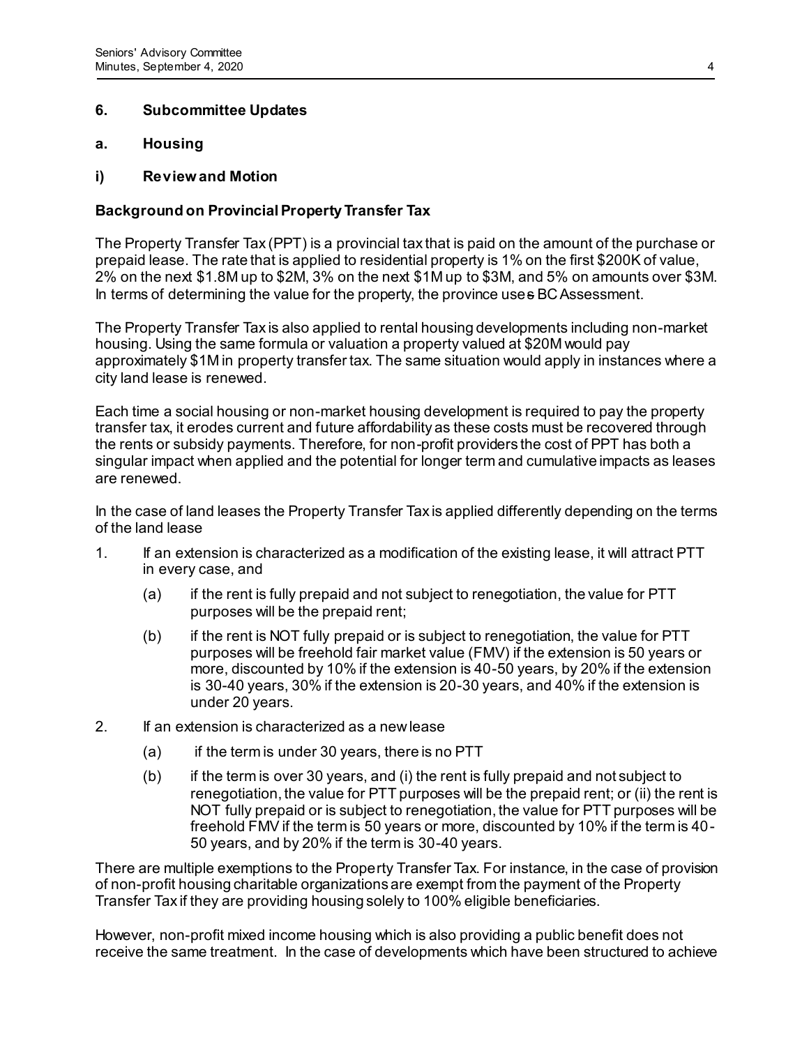## 6. Subcommittee Updates

### a. Housing

#### i) Review and Motion

**Background on Provincial Property Transfer Tax**

The Property Transfer Tax (PPT) is a provincial tax that is paid on the amount of the purchase or prepaid lease. The rate that is applied to residential property is 1% on the first $200K of value, 2% on the next $1.8M up to $2M, 3% on the next $1M up to $3M, and 5% on amounts over $3M. In terms of determining the value for the property, the province uses BC Assessment.

The Property Transfer Tax is also applied to rental housing developments including non-market housing. Using the same formula or valuation a property valued at $20M would pay approximately $1M in property transfer tax. The same situation would apply in instances where a city land lease is renewed.

Each time a social housing or non-market housing development is required to pay the property transfer tax, it erodes current and future affordability as these costs must be recovered through the rents or subsidy payments. Therefore, for non-profit providers the cost of PPT has both a singular impact when applied and the potential for longer term and cumulative impacts as leases are renewed.

In the case of land leases the Property Transfer Tax is applied differently depending on the terms of the land lease

1. If an extension is characterized as a modification of the existing lease, it will attract PTT in every case, and
   - (a) if the rent is fully prepaid and not subject to renegotiation, the value for PTT purposes will be the prepaid rent;
   - (b) if the rent is NOT fully prepaid or is subject to renegotiation, the value for PTT purposes will be freehold fair market value (FMV) if the extension is 50 years or more, discounted by 10% if the extension is 40-50 years, by 20% if the extension is 30-40 years, 30% if the extension is 20-30 years, and 40% if the extension is under 20 years.
2. If an extension is characterized as a new lease
   - (a) if the term is under 30 years, there is no PTT
   - (b) if the term is over 30 years, and (i) the rent is fully prepaid and not subject to renegotiation, the value for PTT purposes will be the prepaid rent; or (ii) the rent is NOT fully prepaid or is subject to renegotiation, the value for PTT purposes will be freehold FMV if the term is 50 years or more, discounted by 10% if the term is 40-50 years, and by 20% if the term is 30-40 years.

There are multiple exemptions to the Property Transfer Tax. For instance, in the case of provision of non-profit housing charitable organizations are exempt from the payment of the Property Transfer Tax if they are providing housing solely to 100% eligible beneficiaries.

However, non-profit mixed income housing which is also providing a public benefit does not receive the same treatment. In the case of developments which have been structured to achieve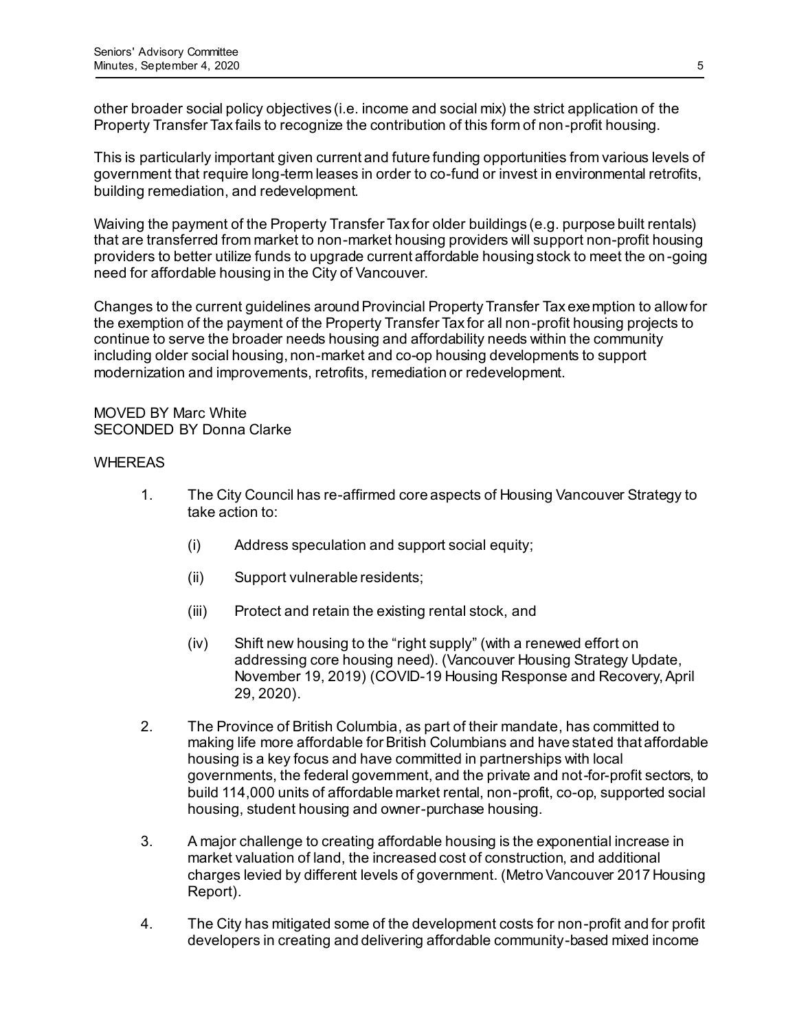other broader social policy objectives (i.e. income and social mix) the strict application of the Property Transfer Tax fails to recognize the contribution of this form of non-profit housing.

This is particularly important given current and future funding opportunities from various levels of government that require long-term leases in order to co-fund or invest in environmental retrofits, building remediation, and redevelopment.

Waiving the payment of the Property Transfer Tax for older buildings (e.g. purpose built rentals) that are transferred from market to non-market housing providers will support non-profit housing providers to better utilize funds to upgrade current affordable housing stock to meet the on-going need for affordable housing in the City of Vancouver.

Changes to the current guidelines around Provincial Property Transfer Tax exemption to allow for the exemption of the payment of the Property Transfer Tax for all non-profit housing projects to continue to serve the broader needs housing and affordability needs within the community including older social housing, non-market and co-op housing developments to support modernization and improvements, retrofits, remediation or redevelopment.

MOVED BY Marc White
SECONDED BY Donna Clarke

WHEREAS

1. The City Council has re-affirmed core aspects of Housing Vancouver Strategy to take action to:

   (i) Address speculation and support social equity;

   (ii) Support vulnerable residents;

   (iii) Protect and retain the existing rental stock, and

   (iv) Shift new housing to the "right supply" (with a renewed effort on addressing core housing need). (Vancouver Housing Strategy Update, November 19, 2019) (COVID-19 Housing Response and Recovery, April 29, 2020).

2. The Province of British Columbia, as part of their mandate, has committed to making life more affordable for British Columbians and have stated that affordable housing is a key focus and have committed in partnerships with local governments, the federal government, and the private and not-for-profit sectors, to build 114,000 units of affordable market rental, non-profit, co-op, supported social housing, student housing and owner-purchase housing.

3. A major challenge to creating affordable housing is the exponential increase in market valuation of land, the increased cost of construction, and additional charges levied by different levels of government. (Metro Vancouver 2017 Housing Report).

4. The City has mitigated some of the development costs for non-profit and for profit developers in creating and delivering affordable community-based mixed income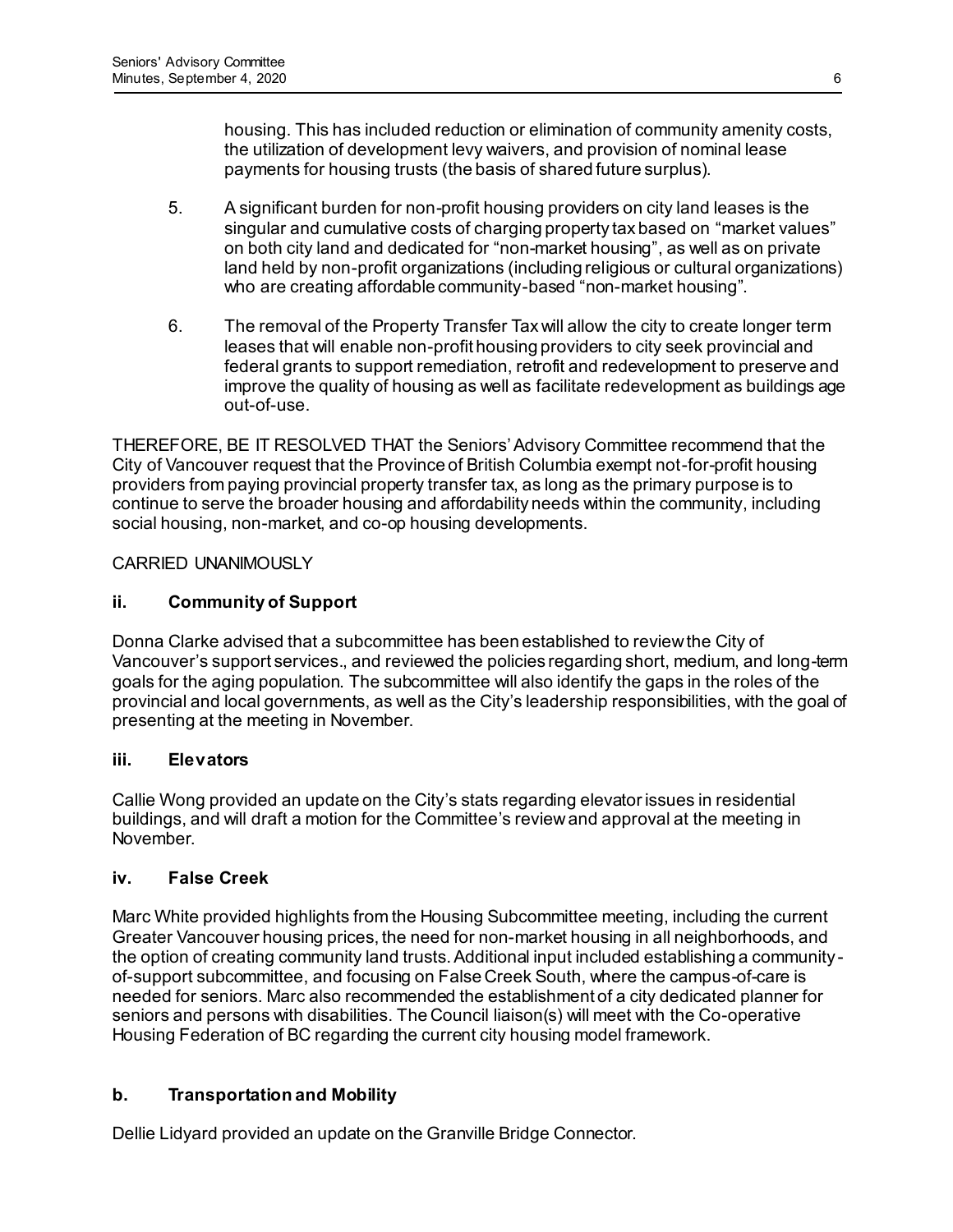housing. This has included reduction or elimination of community amenity costs, the utilization of development levy waivers, and provision of nominal lease payments for housing trusts (the basis of shared future surplus).

5. A significant burden for non-profit housing providers on city land leases is the singular and cumulative costs of charging property tax based on "market values" on both city land and dedicated for "non-market housing", as well as on private land held by non-profit organizations (including religious or cultural organizations) who are creating affordable community-based "non-market housing".

6. The removal of the Property Transfer Tax will allow the city to create longer term leases that will enable non-profit housing providers to city seek provincial and federal grants to support remediation, retrofit and redevelopment to preserve and improve the quality of housing as well as facilitate redevelopment as buildings age out-of-use.

THEREFORE, BE IT RESOLVED THAT the Seniors' Advisory Committee recommend that the City of Vancouver request that the Province of British Columbia exempt not-for-profit housing providers from paying provincial property transfer tax, as long as the primary purpose is to continue to serve the broader housing and affordability needs within the community, including social housing, non-market, and co-op housing developments.

CARRIED UNANIMOUSLY

### ii. Community of Support

Donna Clarke advised that a subcommittee has been established to review the City of Vancouver's support services., and reviewed the policies regarding short, medium, and long-term goals for the aging population. The subcommittee will also identify the gaps in the roles of the provincial and local governments, as well as the City's leadership responsibilities, with the goal of presenting at the meeting in November.

### iii. Elevators

Callie Wong provided an update on the City's stats regarding elevator issues in residential buildings, and will draft a motion for the Committee's review and approval at the meeting in November.

### iv. False Creek

Marc White provided highlights from the Housing Subcommittee meeting, including the current Greater Vancouver housing prices, the need for non-market housing in all neighborhoods, and the option of creating community land trusts. Additional input included establishing a community-of-support subcommittee, and focusing on False Creek South, where the campus-of-care is needed for seniors. Marc also recommended the establishment of a city dedicated planner for seniors and persons with disabilities. The Council liaison(s) will meet with the Co-operative Housing Federation of BC regarding the current city housing model framework.

## b. Transportation and Mobility

Dellie Lidyard provided an update on the Granville Bridge Connector.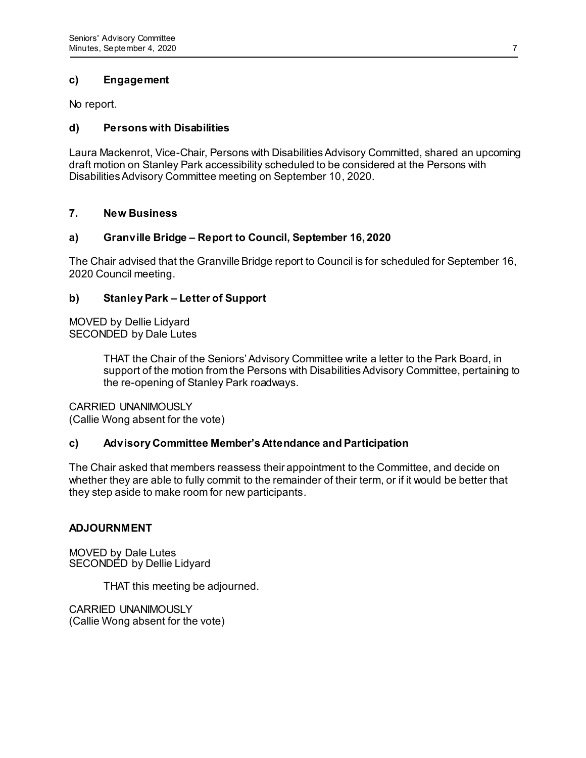### c) Engagement

No report.

### d) Persons with Disabilities

Laura Mackenrot, Vice-Chair, Persons with Disabilities Advisory Committed, shared an upcoming draft motion on Stanley Park accessibility scheduled to be considered at the Persons with Disabilities Advisory Committee meeting on September 10, 2020.

## 7. New Business

### a) Granville Bridge – Report to Council, September 16, 2020

The Chair advised that the Granville Bridge report to Council is for scheduled for September 16, 2020 Council meeting.

### b) Stanley Park – Letter of Support

MOVED by Dellie Lidyard
SECONDED by Dale Lutes

> THAT the Chair of the Seniors' Advisory Committee write a letter to the Park Board, in support of the motion from the Persons with Disabilities Advisory Committee, pertaining to the re-opening of Stanley Park roadways.

CARRIED UNANIMOUSLY
(Callie Wong absent for the vote)

### c) Advisory Committee Member's Attendance and Participation

The Chair asked that members reassess their appointment to the Committee, and decide on whether they are able to fully commit to the remainder of their term, or if it would be better that they step aside to make room for new participants.

## ADJOURNMENT

MOVED by Dale Lutes
SECONDED by Dellie Lidyard

> THAT this meeting be adjourned.

CARRIED UNANIMOUSLY
(Callie Wong absent for the vote)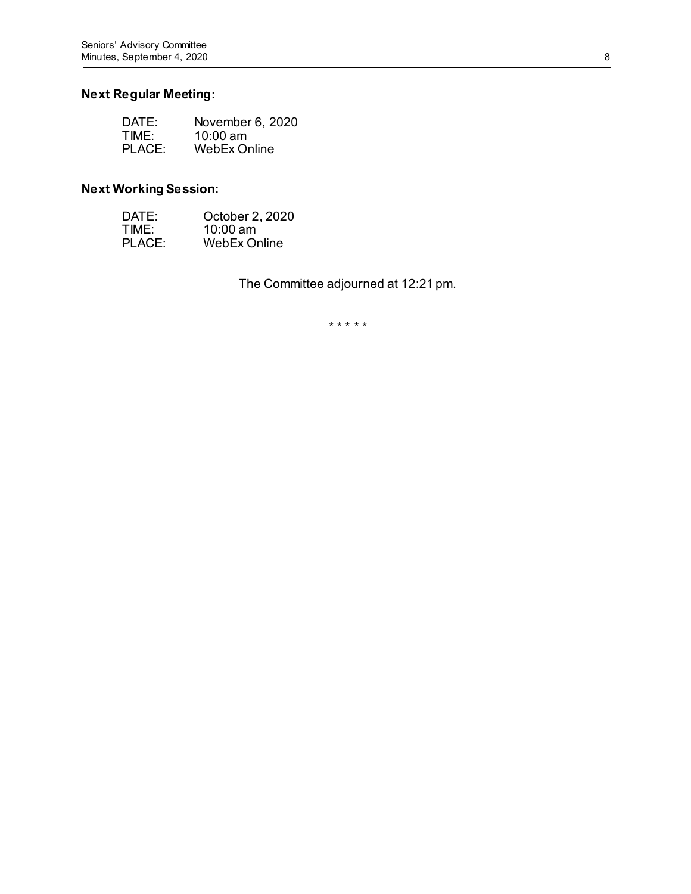**Next Regular Meeting:**

DATE: November 6, 2020
TIME: 10:00 am
PLACE: WebEx Online

**Next Working Session:**

DATE: October 2, 2020
TIME: 10:00 am
PLACE: WebEx Online

The Committee adjourned at 12:21 pm.

* * * * *